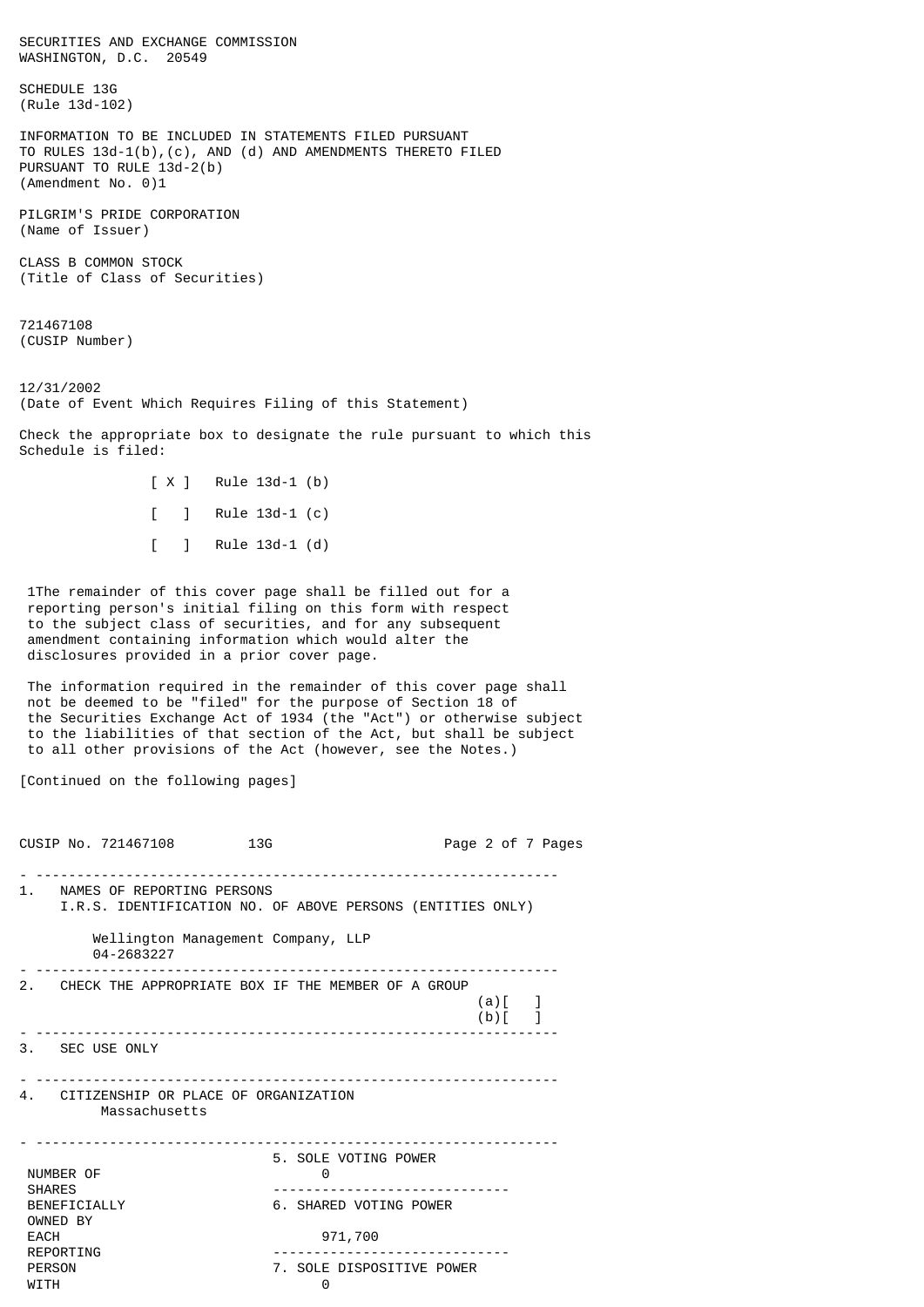SECURITIES AND EXCHANGE COMMISSION
WASHINGTON, D.C. 20549

SCHEDULE 13G
(Rule 13d-102)

INFORMATION TO BE INCLUDED IN STATEMENTS FILED PURSUANT TO RULES 13d-1(b),(c), AND (d) AND AMENDMENTS THERETO FILED PURSUANT TO RULE 13d-2(b)
(Amendment No. 0)1

PILGRIM'S PRIDE CORPORATION
(Name of Issuer)

CLASS B COMMON STOCK
(Title of Class of Securities)

721467108
(CUSIP Number)

12/31/2002
(Date of Event Which Requires Filing of this Statement)

Check the appropriate box to designate the rule pursuant to which this Schedule is filed:

[ X ] Rule 13d-1 (b)

[ ] Rule 13d-1 (c)

[ ] Rule 13d-1 (d)

1The remainder of this cover page shall be filled out for a reporting person's initial filing on this form with respect to the subject class of securities, and for any subsequent amendment containing information which would alter the disclosures provided in a prior cover page.

The information required in the remainder of this cover page shall not be deemed to be "filed" for the purpose of Section 18 of the Securities Exchange Act of 1934 (the "Act") or otherwise subject to the liabilities of that section of the Act, but shall be subject to all other provisions of the Act (however, see the Notes.)

[Continued on the following pages]

CUSIP No. 721467108 13G

---

1. NAMES OF REPORTING PERSONS
   I.R.S. IDENTIFICATION NO. OF ABOVE PERSONS (ENTITIES ONLY)

   Wellington Management Company, LLP
   04-2683227

---

2. CHECK THE APPROPRIATE BOX IF THE MEMBER OF A GROUP
   (a)[ ]
   (b)[ ]

---

3. SEC USE ONLY

---

4. CITIZENSHIP OR PLACE OF ORGANIZATION
   Massachusetts

---

| NUMBER OF SHARES BENEFICIALLY OWNED BY EACH REPORTING PERSON WITH | |
|---|---|
| | 5. SOLE VOTING POWER<br>0 |
| | 6. SHARED VOTING POWER<br>971,700 |
| | 7. SOLE DISPOSITIVE POWER<br>0 |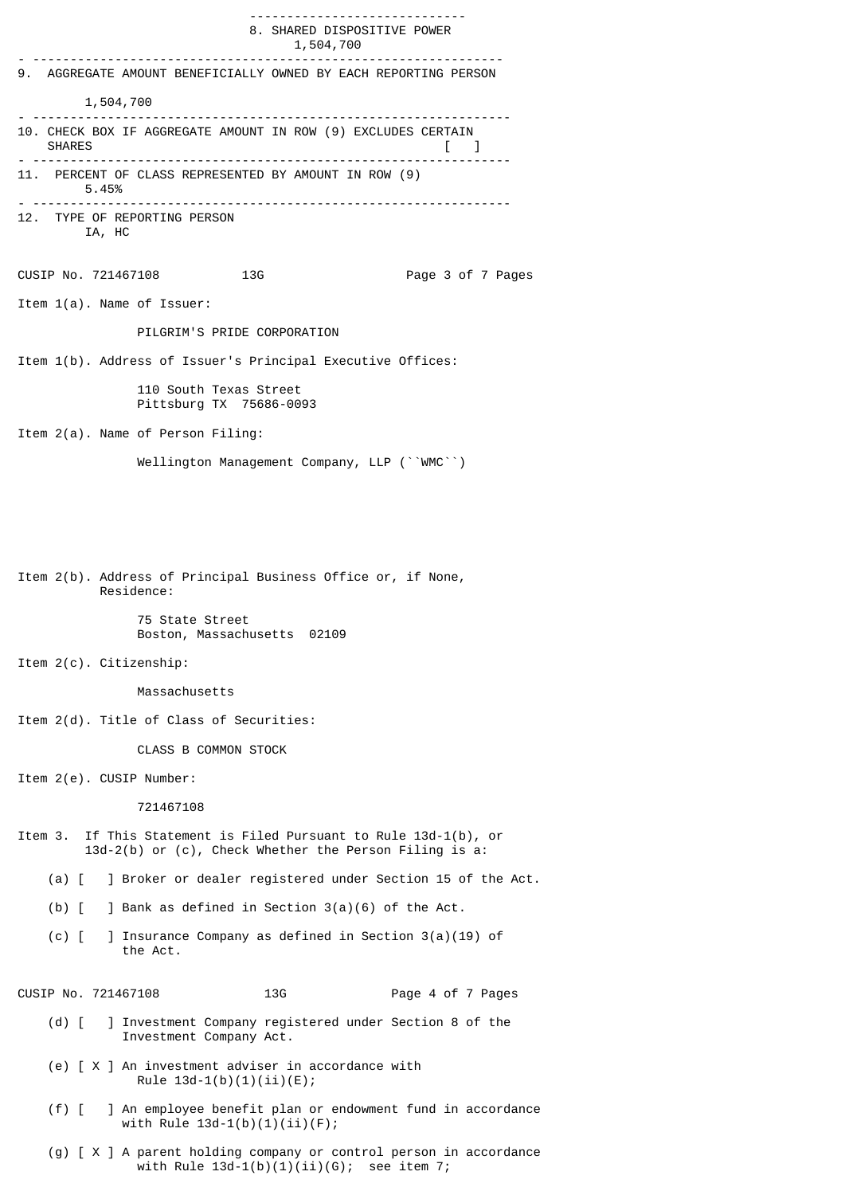8. SHARED DISPOSITIVE POWER
1,504,700

9. AGGREGATE AMOUNT BENEFICIALLY OWNED BY EACH REPORTING PERSON

1,504,700

10. CHECK BOX IF AGGREGATE AMOUNT IN ROW (9) EXCLUDES CERTAIN SHARES [ ]

11. PERCENT OF CLASS REPRESENTED BY AMOUNT IN ROW (9)
5.45%

12. TYPE OF REPORTING PERSON
IA, HC

CUSIP No. 721467108 13G

Item 1(a). Name of Issuer:

PILGRIM'S PRIDE CORPORATION

Item 1(b). Address of Issuer's Principal Executive Offices:

110 South Texas Street
Pittsburg TX 75686-0093

Item 2(a). Name of Person Filing:

Wellington Management Company, LLP (``WMC``)

Item 2(b). Address of Principal Business Office or, if None, Residence:

75 State Street
Boston, Massachusetts 02109

Item 2(c). Citizenship:

Massachusetts

Item 2(d). Title of Class of Securities:

CLASS B COMMON STOCK

Item 2(e). CUSIP Number:

721467108

Item 3. If This Statement is Filed Pursuant to Rule 13d-1(b), or 13d-2(b) or (c), Check Whether the Person Filing is a:

(a) [ ] Broker or dealer registered under Section 15 of the Act.

(b) [ ] Bank as defined in Section 3(a)(6) of the Act.

(c) [ ] Insurance Company as defined in Section 3(a)(19) of the Act.

CUSIP No. 721467108 13G

(d) [ ] Investment Company registered under Section 8 of the Investment Company Act.

(e) [ X ] An investment adviser in accordance with Rule 13d-1(b)(1)(ii)(E);

(f) [ ] An employee benefit plan or endowment fund in accordance with Rule 13d-1(b)(1)(ii)(F);

(g) [ X ] A parent holding company or control person in accordance with Rule 13d-1(b)(1)(ii)(G); see item 7;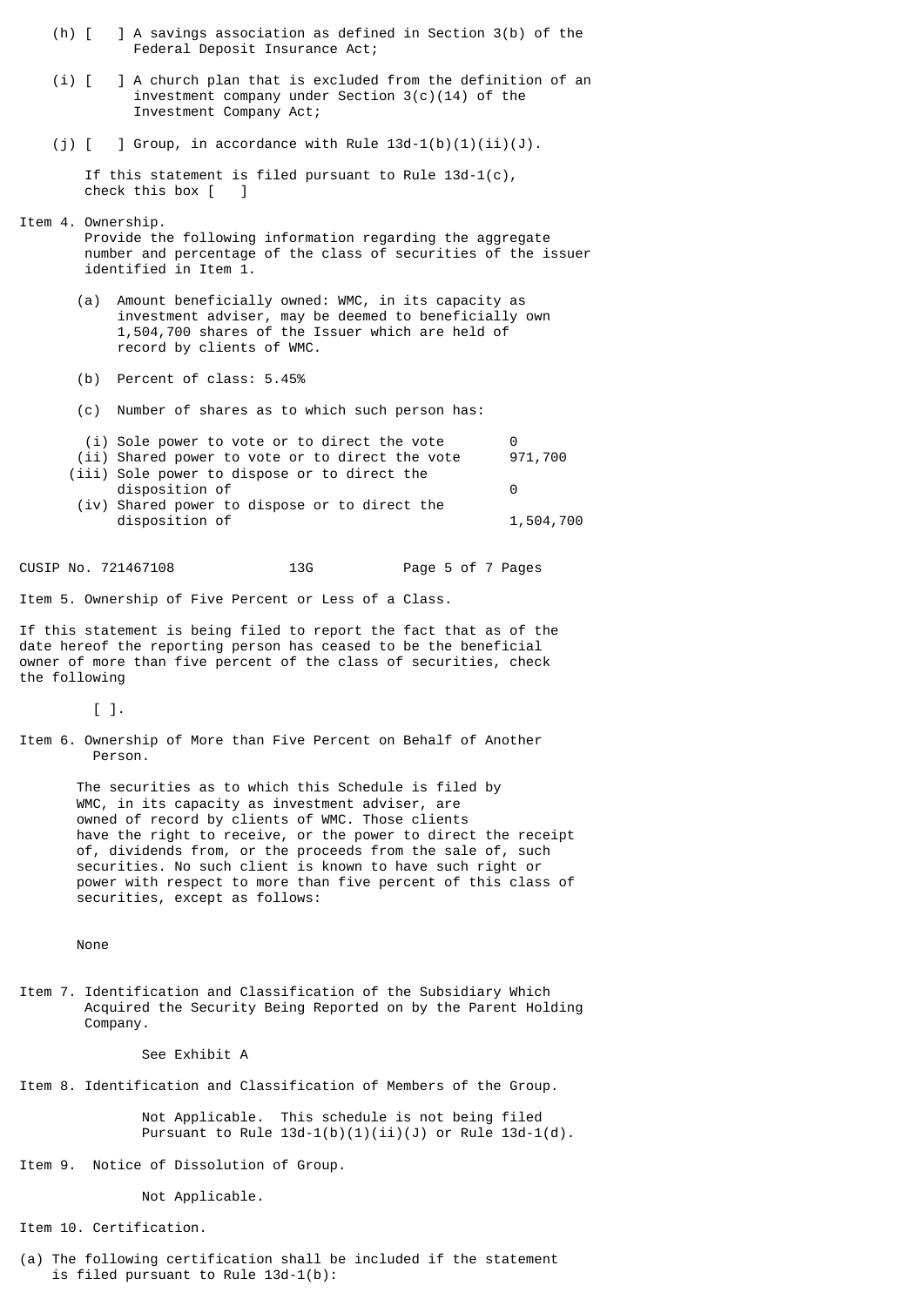(h) [ ] A savings association as defined in Section 3(b) of the Federal Deposit Insurance Act;

(i) [ ] A church plan that is excluded from the definition of an investment company under Section 3(c)(14) of the Investment Company Act;

(j) [ ] Group, in accordance with Rule 13d-1(b)(1)(ii)(J).

If this statement is filed pursuant to Rule 13d-1(c), check this box [ ]

Item 4. Ownership.

Provide the following information regarding the aggregate number and percentage of the class of securities of the issuer identified in Item 1.

(a) Amount beneficially owned: WMC, in its capacity as investment adviser, may be deemed to beneficially own 1,504,700 shares of the Issuer which are held of record by clients of WMC.

(b) Percent of class: 5.45%

(c) Number of shares as to which such person has:

| | |
|---|---|
| (i) Sole power to vote or to direct the vote | 0 |
| (ii) Shared power to vote or to direct the vote | 971,700 |
| (iii) Sole power to dispose or to direct the disposition of | 0 |
| (iv) Shared power to dispose or to direct the disposition of | 1,504,700 |

CUSIP No. 721467108 13G

Item 5. Ownership of Five Percent or Less of a Class.

If this statement is being filed to report the fact that as of the date hereof the reporting person has ceased to be the beneficial owner of more than five percent of the class of securities, check the following

[ ].

Item 6. Ownership of More than Five Percent on Behalf of Another Person.

The securities as to which this Schedule is filed by WMC, in its capacity as investment adviser, are owned of record by clients of WMC. Those clients have the right to receive, or the power to direct the receipt of, dividends from, or the proceeds from the sale of, such securities. No such client is known to have such right or power with respect to more than five percent of this class of securities, except as follows:

None

Item 7. Identification and Classification of the Subsidiary Which Acquired the Security Being Reported on by the Parent Holding Company.

See Exhibit A

Item 8. Identification and Classification of Members of the Group.

Not Applicable. This schedule is not being filed Pursuant to Rule 13d-1(b)(1)(ii)(J) or Rule 13d-1(d).

Item 9. Notice of Dissolution of Group.

Not Applicable.

Item 10. Certification.

(a) The following certification shall be included if the statement is filed pursuant to Rule 13d-1(b):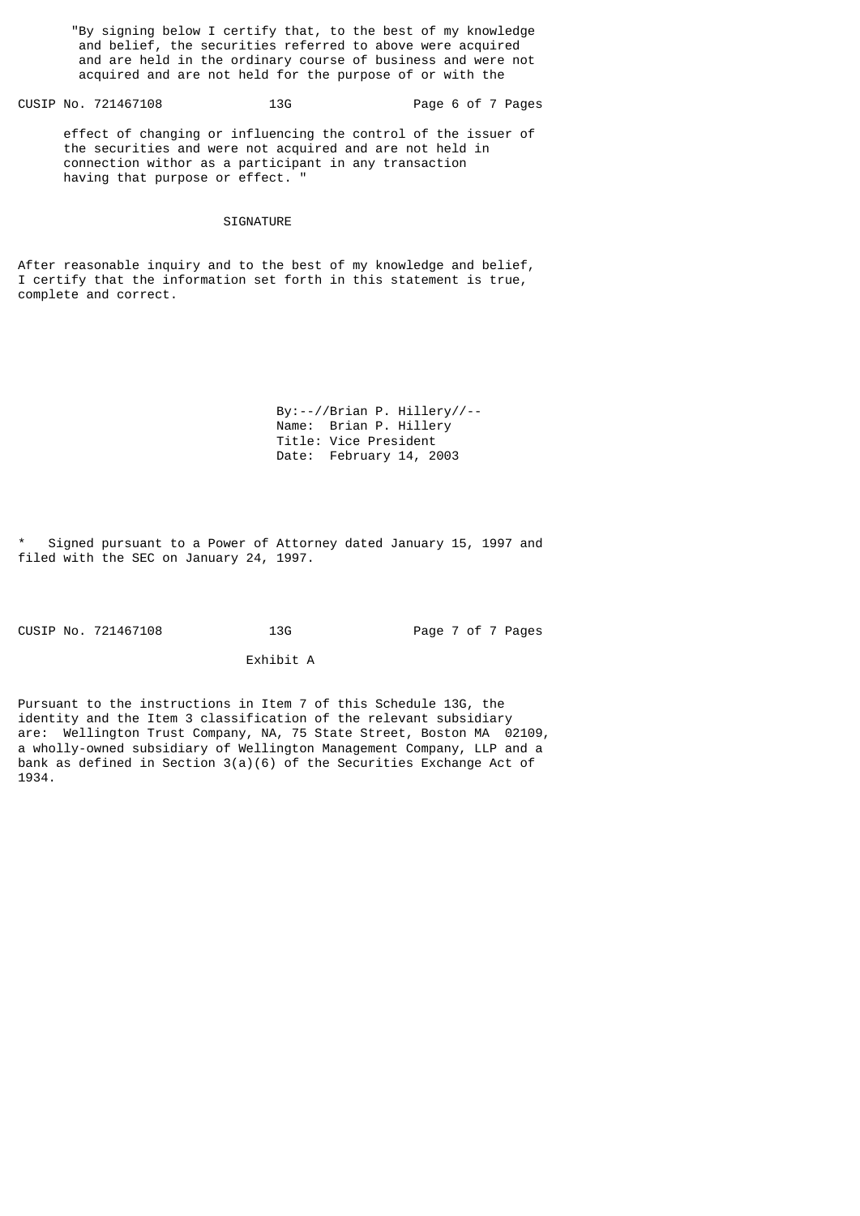"By signing below I certify that, to the best of my knowledge and belief, the securities referred to above were acquired and are held in the ordinary course of business and were not acquired and are not held for the purpose of or with the effect of changing or influencing the control of the issuer of the securities and were not acquired and are not held in connection withor as a participant in any transaction having that purpose or effect. "

SIGNATURE

After reasonable inquiry and to the best of my knowledge and belief, I certify that the information set forth in this statement is true, complete and correct.

By:--//Brian P. Hillery//--
Name: Brian P. Hillery
Title: Vice President
Date: February 14, 2003

* Signed pursuant to a Power of Attorney dated January 15, 1997 and filed with the SEC on January 24, 1997.

Exhibit A

Pursuant to the instructions in Item 7 of this Schedule 13G, the identity and the Item 3 classification of the relevant subsidiary are: Wellington Trust Company, NA, 75 State Street, Boston MA 02109, a wholly-owned subsidiary of Wellington Management Company, LLP and a bank as defined in Section 3(a)(6) of the Securities Exchange Act of 1934.